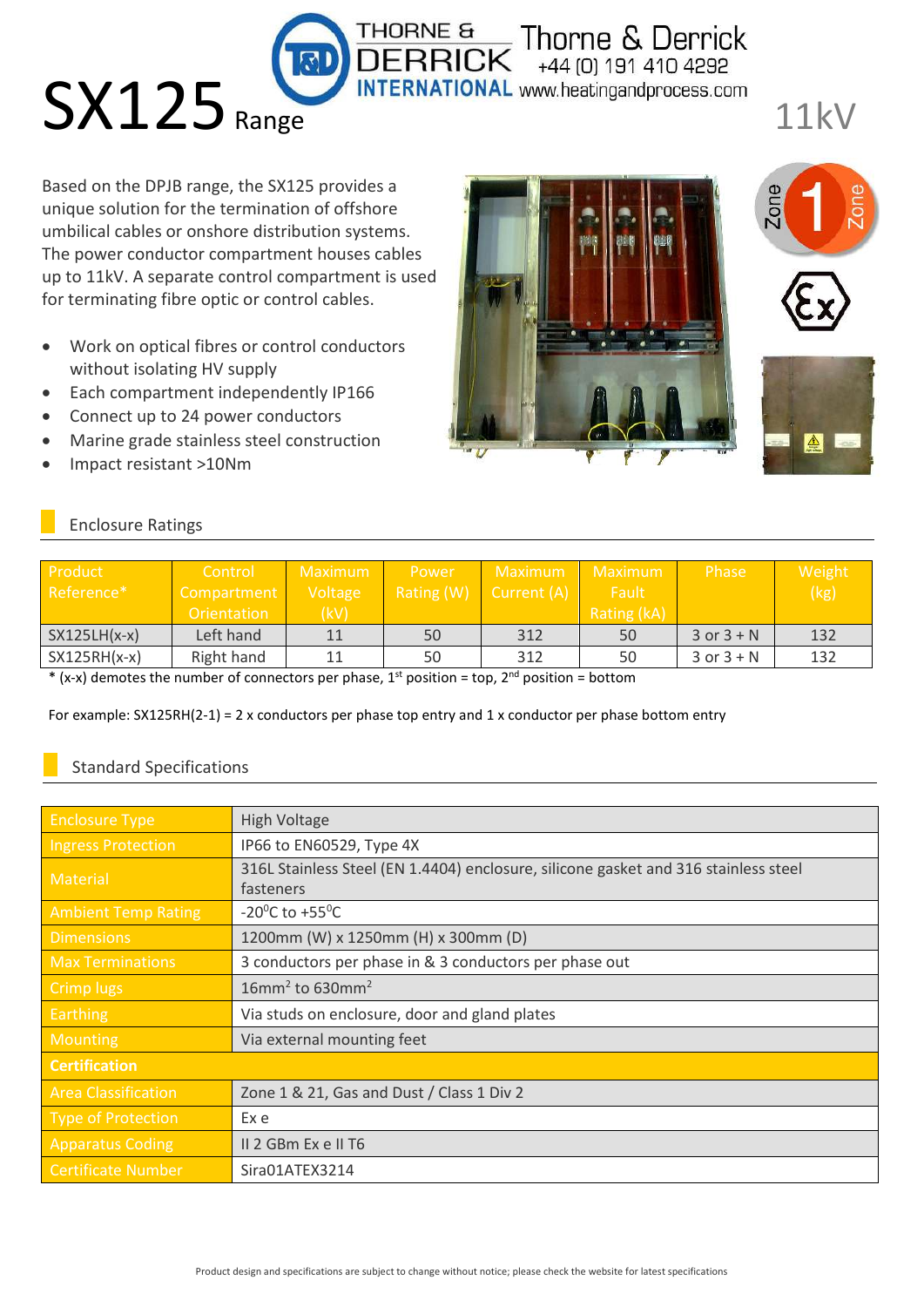# SX125 Range

Thorne & Derrick
+44 (0) 191 410 4292
www.heatingandprocess.com

11kV

Based on the DPJB range, the SX125 provides a unique solution for the termination of offshore umbilical cables or onshore distribution systems. The power conductor compartment houses cables up to 11kV. A separate control compartment is used for terminating fibre optic or control cables.

- Work on optical fibres or control conductors without isolating HV supply
- Each compartment independently IP166
- Connect up to 24 power conductors
- Marine grade stainless steel construction
- Impact resistant >10Nm

## Enclosure Ratings

| Product Reference* | Control Compartment Orientation | Maximum Voltage (kV) | Power Rating (W) | Maximum Current (A) | Maximum Fault Rating (kA) | Phase | Weight (kg) |
|---|---|---|---|---|---|---|---|
| SX125LH(x-x) | Left hand | 11 | 50 | 312 | 50 | 3 or 3 + N | 132 |
| SX125RH(x-x) | Right hand | 11 | 50 | 312 | 50 | 3 or 3 + N | 132 |

* (x-x) denotes the number of connectors per phase, 1st position = top, 2nd position = bottom

For example: SX125RH(2-1) = 2 x conductors per phase top entry and 1 x conductor per phase bottom entry

## Standard Specifications

| | |
|---|---|
| Enclosure Type | High Voltage |
| Ingress Protection | IP66 to EN60529, Type 4X |
| Material | 316L Stainless Steel (EN 1.4404) enclosure, silicone gasket and 316 stainless steel fasteners |
| Ambient Temp Rating | -20°C to +55°C |
| Dimensions | 1200mm (W) x 1250mm (H) x 300mm (D) |
| Max Terminations | 3 conductors per phase in & 3 conductors per phase out |
| Crimp lugs | $16mm^2$ to $630mm^2$ |
| Earthing | Via studs on enclosure, door and gland plates |
| Mounting | Via external mounting feet |
| **Certification** | |
| Area Classification | Zone 1 & 21, Gas and Dust / Class 1 Div 2 |
| Type of Protection | Ex e |
| Apparatus Coding | II 2 GBm Ex e II T6 |
| Certificate Number | Sira01ATEX3214 |

Product design and specifications are subject to change without notice; please check the website for latest specifications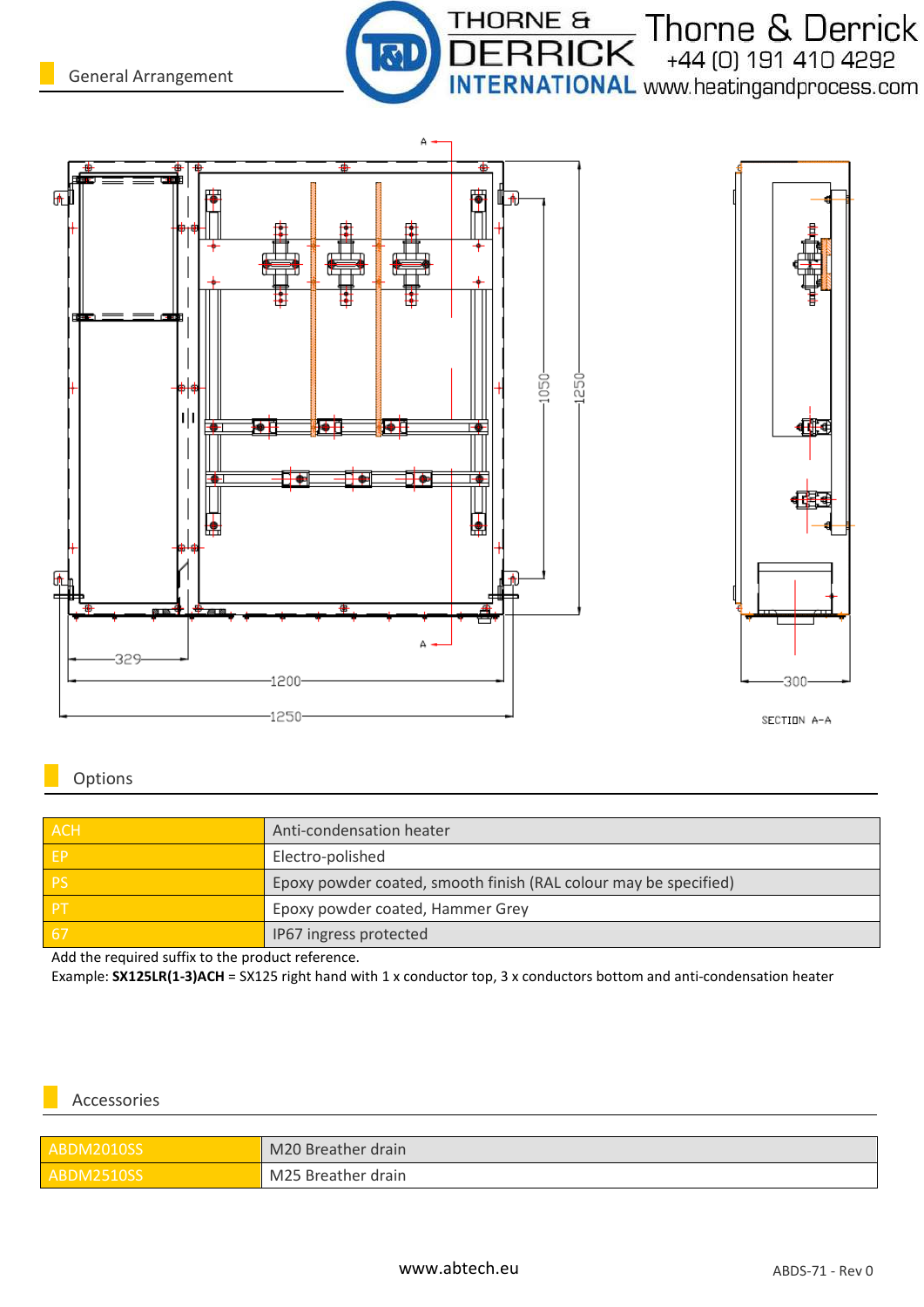## General Arrangement

329

1200

1250

1050

1250

300

SECTION A-A

## Options

| | |
|---|---|
| ACH | Anti-condensation heater |
| EP | Electro-polished |
| PS | Epoxy powder coated, smooth finish (RAL colour may be specified) |
| PT | Epoxy powder coated, Hammer Grey |
| 67 | IP67 ingress protected |

Add the required suffix to the product reference.

Example: **SX125LR(1-3)ACH** = SX125 right hand with 1 x conductor top, 3 x conductors bottom and anti-condensation heater

## Accessories

| | |
|---|---|
| ABDM2010SS | M20 Breather drain |
| ABDM2510SS | M25 Breather drain |

www.abtech.eu

ABDS-71 - Rev 0